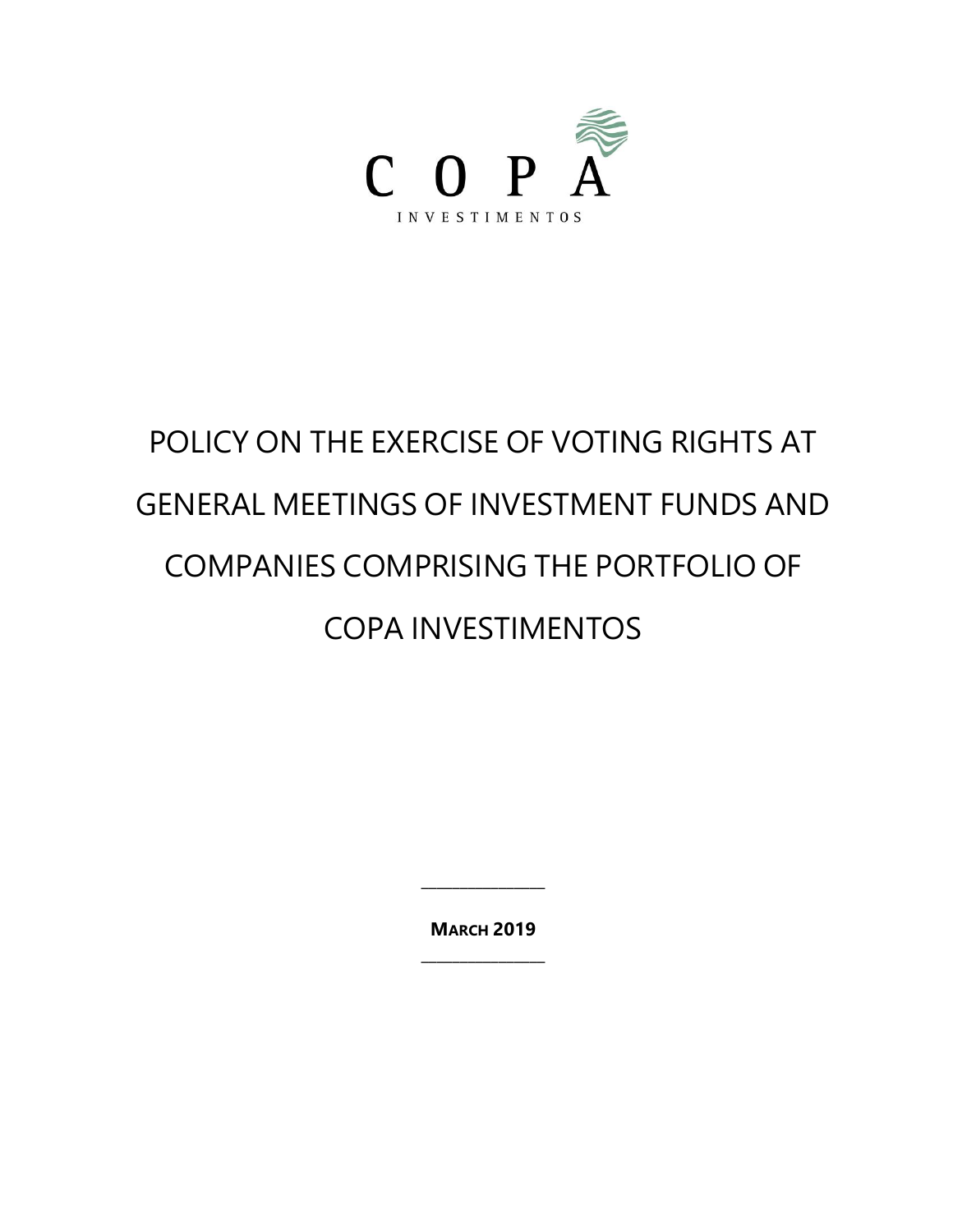COPA

INVESTIMENTOS

# POLICY ON THE EXERCISE OF VOTING RIGHTS AT GENERAL MEETINGS OF INVESTMENT FUNDS AND COMPANIES COMPRISING THE PORTFOLIO OF COPA INVESTIMENTOS

**MARCH 2019**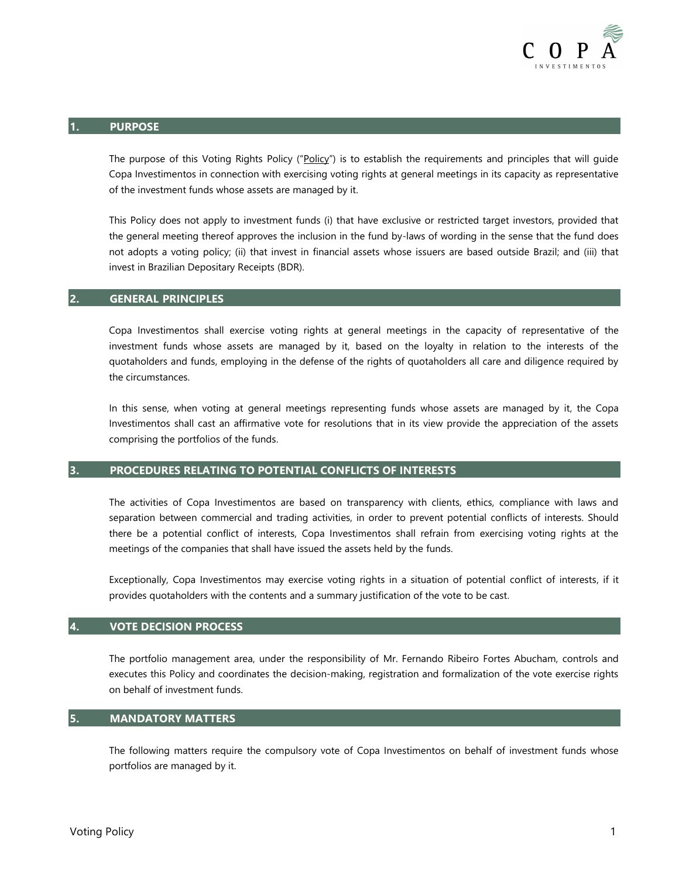## 1. PURPOSE

The purpose of this Voting Rights Policy ("Policy") is to establish the requirements and principles that will guide Copa Investimentos in connection with exercising voting rights at general meetings in its capacity as representative of the investment funds whose assets are managed by it.

This Policy does not apply to investment funds (i) that have exclusive or restricted target investors, provided that the general meeting thereof approves the inclusion in the fund by-laws of wording in the sense that the fund does not adopts a voting policy; (ii) that invest in financial assets whose issuers are based outside Brazil; and (iii) that invest in Brazilian Depositary Receipts (BDR).

## 2. GENERAL PRINCIPLES

Copa Investimentos shall exercise voting rights at general meetings in the capacity of representative of the investment funds whose assets are managed by it, based on the loyalty in relation to the interests of the quotaholders and funds, employing in the defense of the rights of quotaholders all care and diligence required by the circumstances.

In this sense, when voting at general meetings representing funds whose assets are managed by it, the Copa Investimentos shall cast an affirmative vote for resolutions that in its view provide the appreciation of the assets comprising the portfolios of the funds.

## 3. PROCEDURES RELATING TO POTENTIAL CONFLICTS OF INTERESTS

The activities of Copa Investimentos are based on transparency with clients, ethics, compliance with laws and separation between commercial and trading activities, in order to prevent potential conflicts of interests. Should there be a potential conflict of interests, Copa Investimentos shall refrain from exercising voting rights at the meetings of the companies that shall have issued the assets held by the funds.

Exceptionally, Copa Investimentos may exercise voting rights in a situation of potential conflict of interests, if it provides quotaholders with the contents and a summary justification of the vote to be cast.

## 4. VOTE DECISION PROCESS

The portfolio management area, under the responsibility of Mr. Fernando Ribeiro Fortes Abucham, controls and executes this Policy and coordinates the decision-making, registration and formalization of the vote exercise rights on behalf of investment funds.

## 5. MANDATORY MATTERS

The following matters require the compulsory vote of Copa Investimentos on behalf of investment funds whose portfolios are managed by it.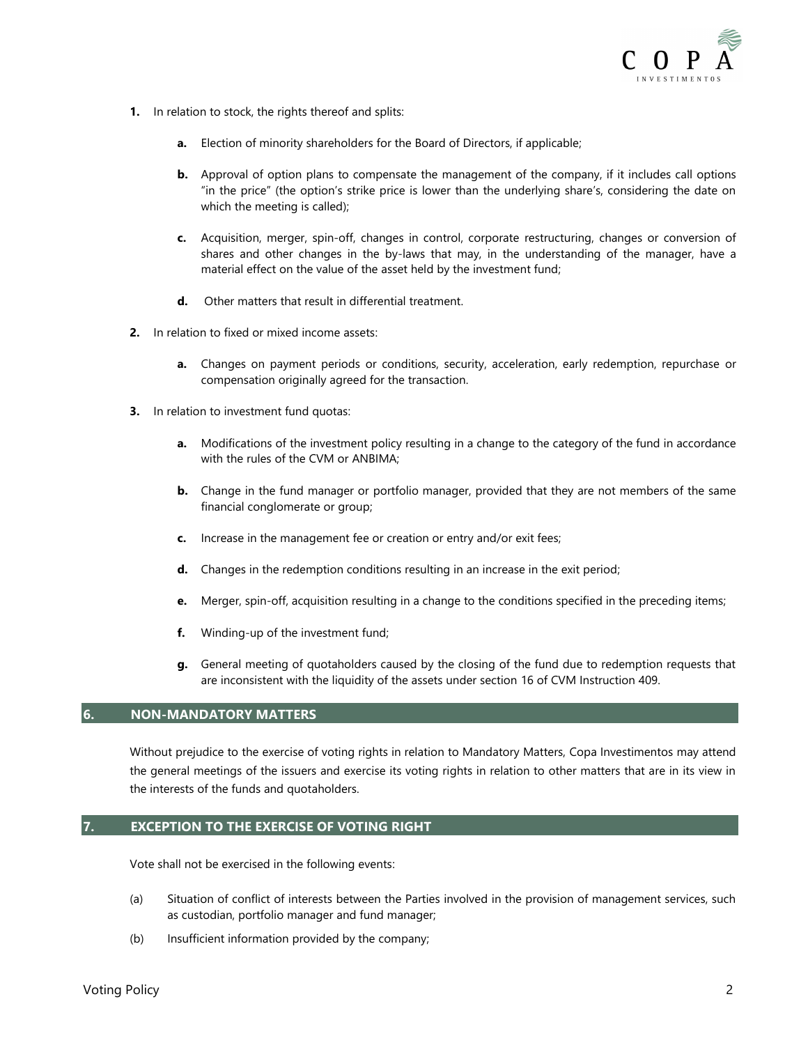1. In relation to stock, the rights thereof and splits:

    a. Election of minority shareholders for the Board of Directors, if applicable;

    b. Approval of option plans to compensate the management of the company, if it includes call options "in the price" (the option's strike price is lower than the underlying share's, considering the date on which the meeting is called);

    c. Acquisition, merger, spin-off, changes in control, corporate restructuring, changes or conversion of shares and other changes in the by-laws that may, in the understanding of the manager, have a material effect on the value of the asset held by the investment fund;

    d. Other matters that result in differential treatment.

2. In relation to fixed or mixed income assets:

    a. Changes on payment periods or conditions, security, acceleration, early redemption, repurchase or compensation originally agreed for the transaction.

3. In relation to investment fund quotas:

    a. Modifications of the investment policy resulting in a change to the category of the fund in accordance with the rules of the CVM or ANBIMA;

    b. Change in the fund manager or portfolio manager, provided that they are not members of the same financial conglomerate or group;

    c. Increase in the management fee or creation or entry and/or exit fees;

    d. Changes in the redemption conditions resulting in an increase in the exit period;

    e. Merger, spin-off, acquisition resulting in a change to the conditions specified in the preceding items;

    f. Winding-up of the investment fund;

    g. General meeting of quotaholders caused by the closing of the fund due to redemption requests that are inconsistent with the liquidity of the assets under section 16 of CVM Instruction 409.

## 6. NON-MANDATORY MATTERS

Without prejudice to the exercise of voting rights in relation to Mandatory Matters, Copa Investimentos may attend the general meetings of the issuers and exercise its voting rights in relation to other matters that are in its view in the interests of the funds and quotaholders.

## 7. EXCEPTION TO THE EXERCISE OF VOTING RIGHT

Vote shall not be exercised in the following events:

(a) Situation of conflict of interests between the Parties involved in the provision of management services, such as custodian, portfolio manager and fund manager;

(b) Insufficient information provided by the company;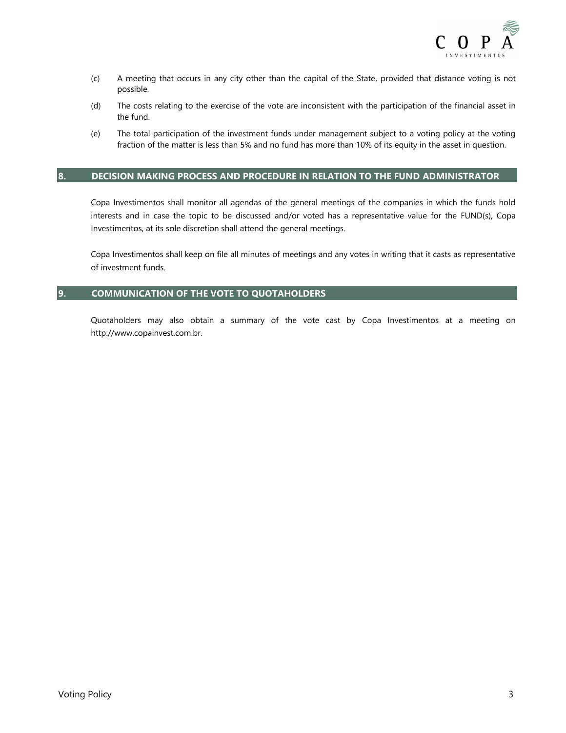(c) A meeting that occurs in any city other than the capital of the State, provided that distance voting is not possible.

(d) The costs relating to the exercise of the vote are inconsistent with the participation of the financial asset in the fund.

(e) The total participation of the investment funds under management subject to a voting policy at the voting fraction of the matter is less than 5% and no fund has more than 10% of its equity in the asset in question.

## 8. DECISION MAKING PROCESS AND PROCEDURE IN RELATION TO THE FUND ADMINISTRATOR

Copa Investimentos shall monitor all agendas of the general meetings of the companies in which the funds hold interests and in case the topic to be discussed and/or voted has a representative value for the FUND(s), Copa Investimentos, at its sole discretion shall attend the general meetings.

Copa Investimentos shall keep on file all minutes of meetings and any votes in writing that it casts as representative of investment funds.

## 9. COMMUNICATION OF THE VOTE TO QUOTAHOLDERS

Quotaholders may also obtain a summary of the vote cast by Copa Investimentos at a meeting on http://www.copainvest.com.br.